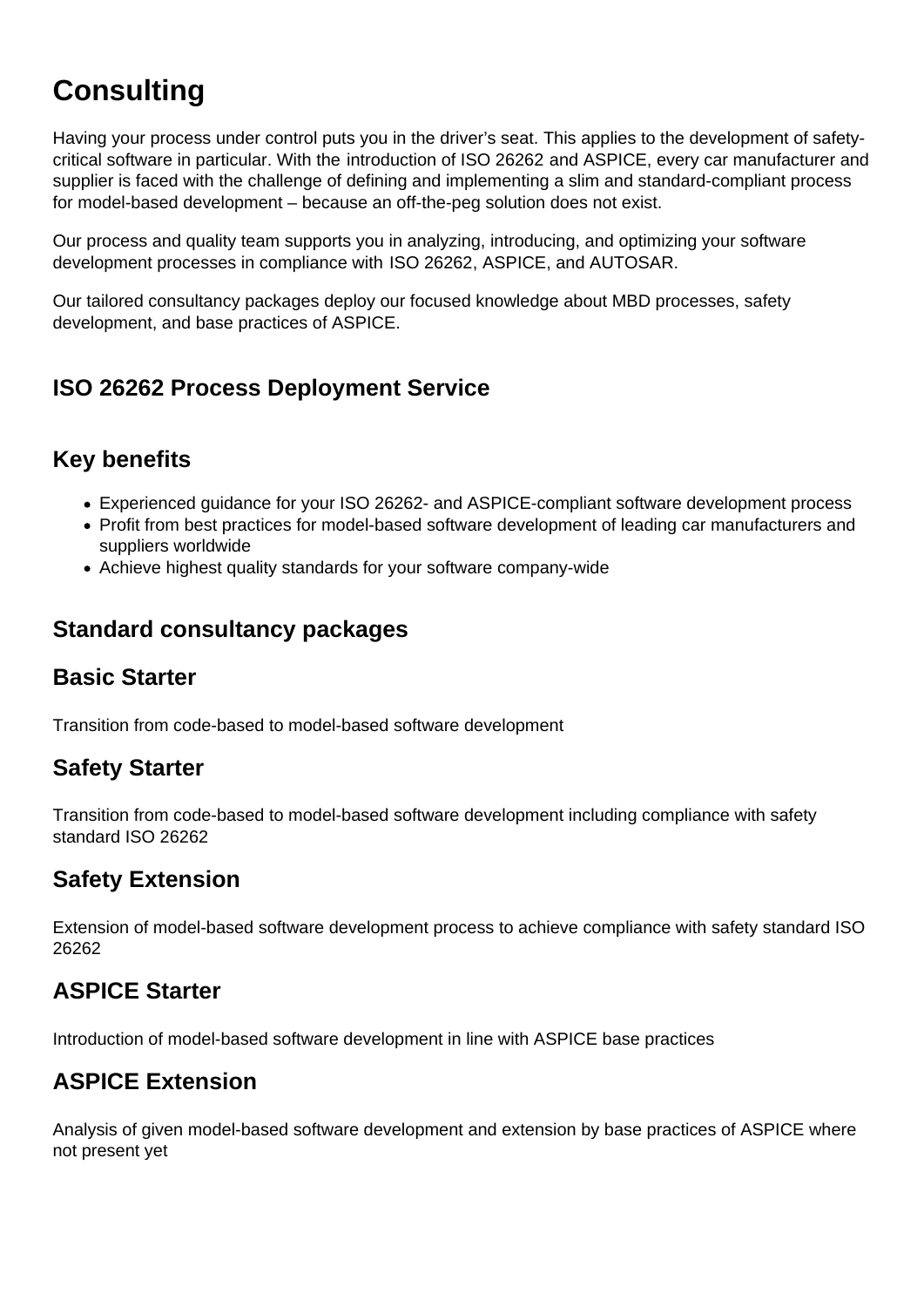# Consulting

Having your process under control puts you in the driver's seat. This applies to the development of safety-critical software in particular. With the introduction of ISO 26262 and ASPICE, every car manufacturer and supplier is faced with the challenge of defining and implementing a slim and standard-compliant process for model-based development – because an off-the-peg solution does not exist.

Our process and quality team supports you in analyzing, introducing, and optimizing your software development processes in compliance with ISO 26262, ASPICE, and AUTOSAR.

Our tailored consultancy packages deploy our focused knowledge about MBD processes, safety development, and base practices of ASPICE.

## ISO 26262 Process Deployment Service

## Key benefits

- Experienced guidance for your ISO 26262- and ASPICE-compliant software development process
- Profit from best practices for model-based software development of leading car manufacturers and suppliers worldwide
- Achieve highest quality standards for your software company-wide

## Standard consultancy packages

### Basic Starter

Transition from code-based to model-based software development

### Safety Starter

Transition from code-based to model-based software development including compliance with safety standard ISO 26262

### Safety Extension

Extension of model-based software development process to achieve compliance with safety standard ISO 26262

### ASPICE Starter

Introduction of model-based software development in line with ASPICE base practices

### ASPICE Extension

Analysis of given model-based software development and extension by base practices of ASPICE where not present yet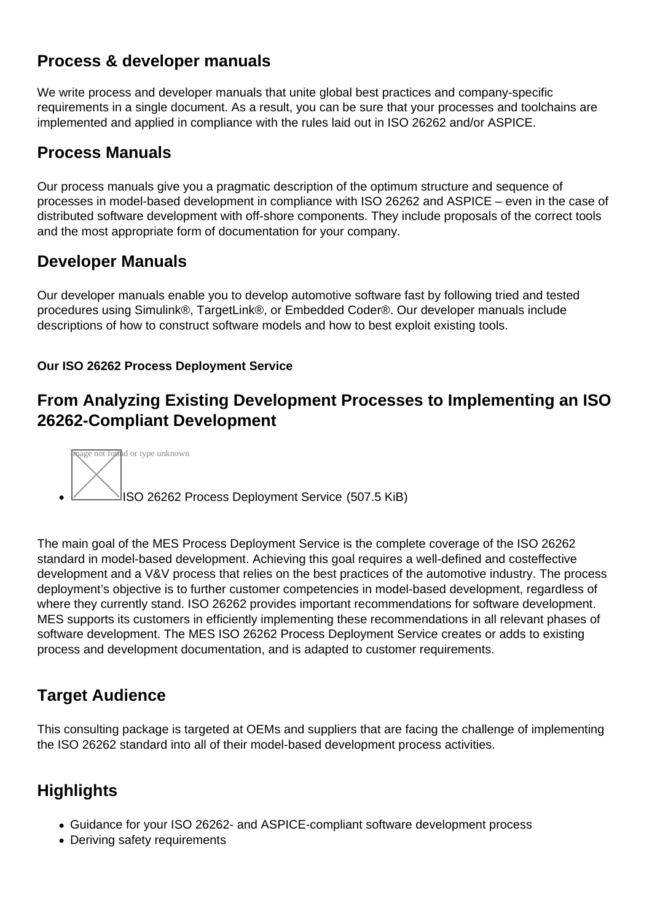## Process & developer manuals

We write process and developer manuals that unite global best practices and company-specific requirements in a single document. As a result, you can be sure that your processes and toolchains are implemented and applied in compliance with the rules laid out in ISO 26262 and/or ASPICE.

## Process Manuals

Our process manuals give you a pragmatic description of the optimum structure and sequence of processes in model-based development in compliance with ISO 26262 and ASPICE – even in the case of distributed software development with off-shore components. They include proposals of the correct tools and the most appropriate form of documentation for your company.

## Developer Manuals

Our developer manuals enable you to develop automotive software fast by following tried and tested procedures using Simulink®, TargetLink®, or Embedded Coder®. Our developer manuals include descriptions of how to construct software models and how to best exploit existing tools.

#### Our ISO 26262 Process Deployment Service

## From Analyzing Existing Development Processes to Implementing an ISO 26262-Compliant Development

- ISO 26262 Process Deployment Service (507.5 KiB)

The main goal of the MES Process Deployment Service is the complete coverage of the ISO 26262 standard in model-based development. Achieving this goal requires a well-defined and costeffective development and a V&V process that relies on the best practices of the automotive industry. The process deployment's objective is to further customer competencies in model-based development, regardless of where they currently stand. ISO 26262 provides important recommendations for software development. MES supports its customers in efficiently implementing these recommendations in all relevant phases of software development. The MES ISO 26262 Process Deployment Service creates or adds to existing process and development documentation, and is adapted to customer requirements.

## Target Audience

This consulting package is targeted at OEMs and suppliers that are facing the challenge of implementing the ISO 26262 standard into all of their model-based development process activities.

## Highlights

- Guidance for your ISO 26262- and ASPICE-compliant software development process
- Deriving safety requirements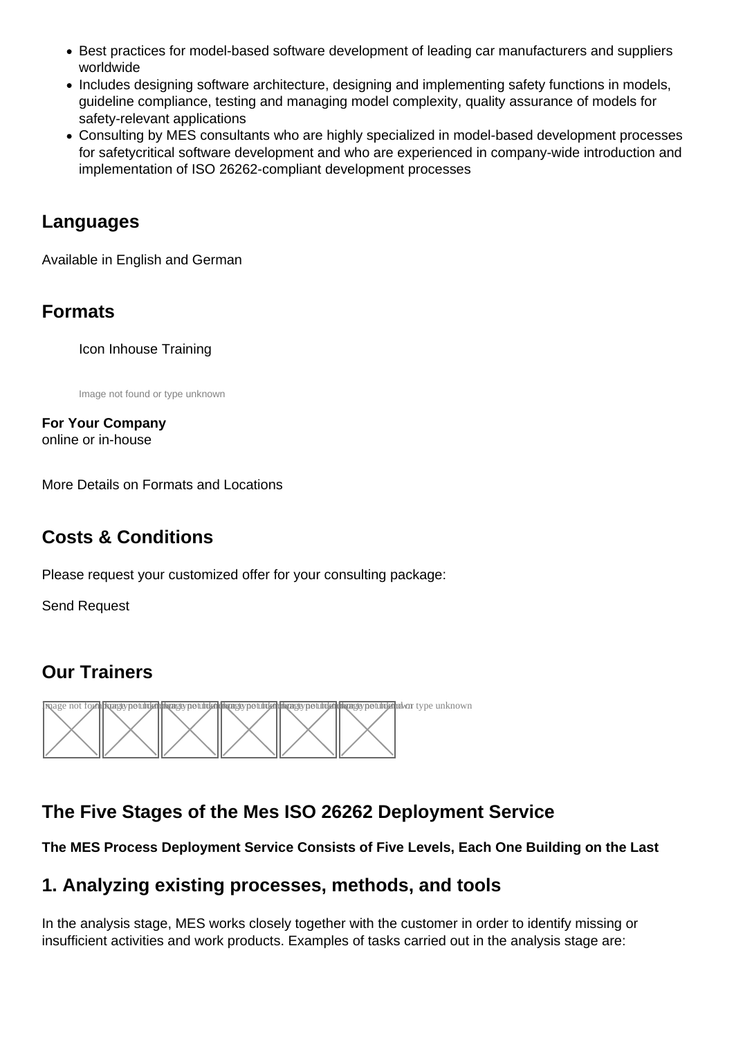- Best practices for model-based software development of leading car manufacturers and suppliers worldwide
- Includes designing software architecture, designing and implementing safety functions in models, guideline compliance, testing and managing model complexity, quality assurance of models for safety-relevant applications
- Consulting by MES consultants who are highly specialized in model-based development processes for safetycritical software development and who are experienced in company-wide introduction and implementation of ISO 26262-compliant development processes

## Languages

Available in English and German

## Formats

Icon Inhouse Training

**For Your Company**
online or in-house

More Details on Formats and Locations

## Costs & Conditions

Please request your customized offer for your consulting package:

Send Request

## Our Trainers

## The Five Stages of the Mes ISO 26262 Deployment Service

**The MES Process Deployment Service Consists of Five Levels, Each One Building on the Last**

## 1. Analyzing existing processes, methods, and tools

In the analysis stage, MES works closely together with the customer in order to identify missing or insufficient activities and work products. Examples of tasks carried out in the analysis stage are: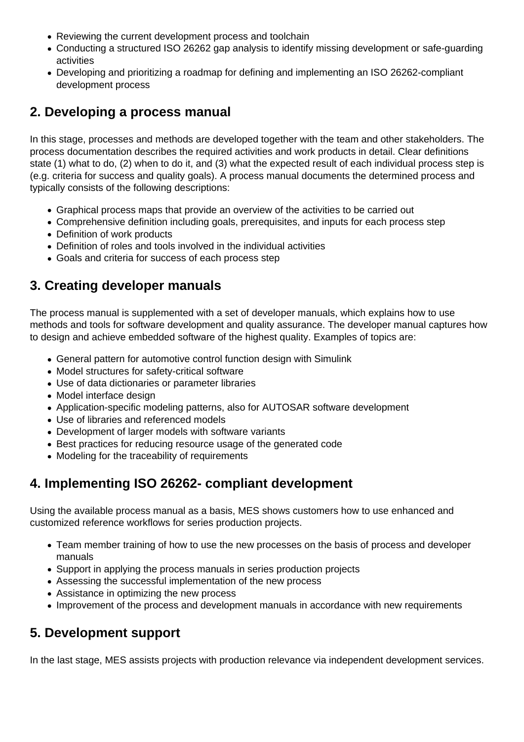- Reviewing the current development process and toolchain
- Conducting a structured ISO 26262 gap analysis to identify missing development or safe-guarding activities
- Developing and prioritizing a roadmap for defining and implementing an ISO 26262-compliant development process

## 2. Developing a process manual

In this stage, processes and methods are developed together with the team and other stakeholders. The process documentation describes the required activities and work products in detail. Clear definitions state (1) what to do, (2) when to do it, and (3) what the expected result of each individual process step is (e.g. criteria for success and quality goals). A process manual documents the determined process and typically consists of the following descriptions:

- Graphical process maps that provide an overview of the activities to be carried out
- Comprehensive definition including goals, prerequisites, and inputs for each process step
- Definition of work products
- Definition of roles and tools involved in the individual activities
- Goals and criteria for success of each process step

## 3. Creating developer manuals

The process manual is supplemented with a set of developer manuals, which explains how to use methods and tools for software development and quality assurance. The developer manual captures how to design and achieve embedded software of the highest quality. Examples of topics are:

- General pattern for automotive control function design with Simulink
- Model structures for safety-critical software
- Use of data dictionaries or parameter libraries
- Model interface design
- Application-specific modeling patterns, also for AUTOSAR software development
- Use of libraries and referenced models
- Development of larger models with software variants
- Best practices for reducing resource usage of the generated code
- Modeling for the traceability of requirements

## 4. Implementing ISO 26262- compliant development

Using the available process manual as a basis, MES shows customers how to use enhanced and customized reference workflows for series production projects.

- Team member training of how to use the new processes on the basis of process and developer manuals
- Support in applying the process manuals in series production projects
- Assessing the successful implementation of the new process
- Assistance in optimizing the new process
- Improvement of the process and development manuals in accordance with new requirements

## 5. Development support

In the last stage, MES assists projects with production relevance via independent development services.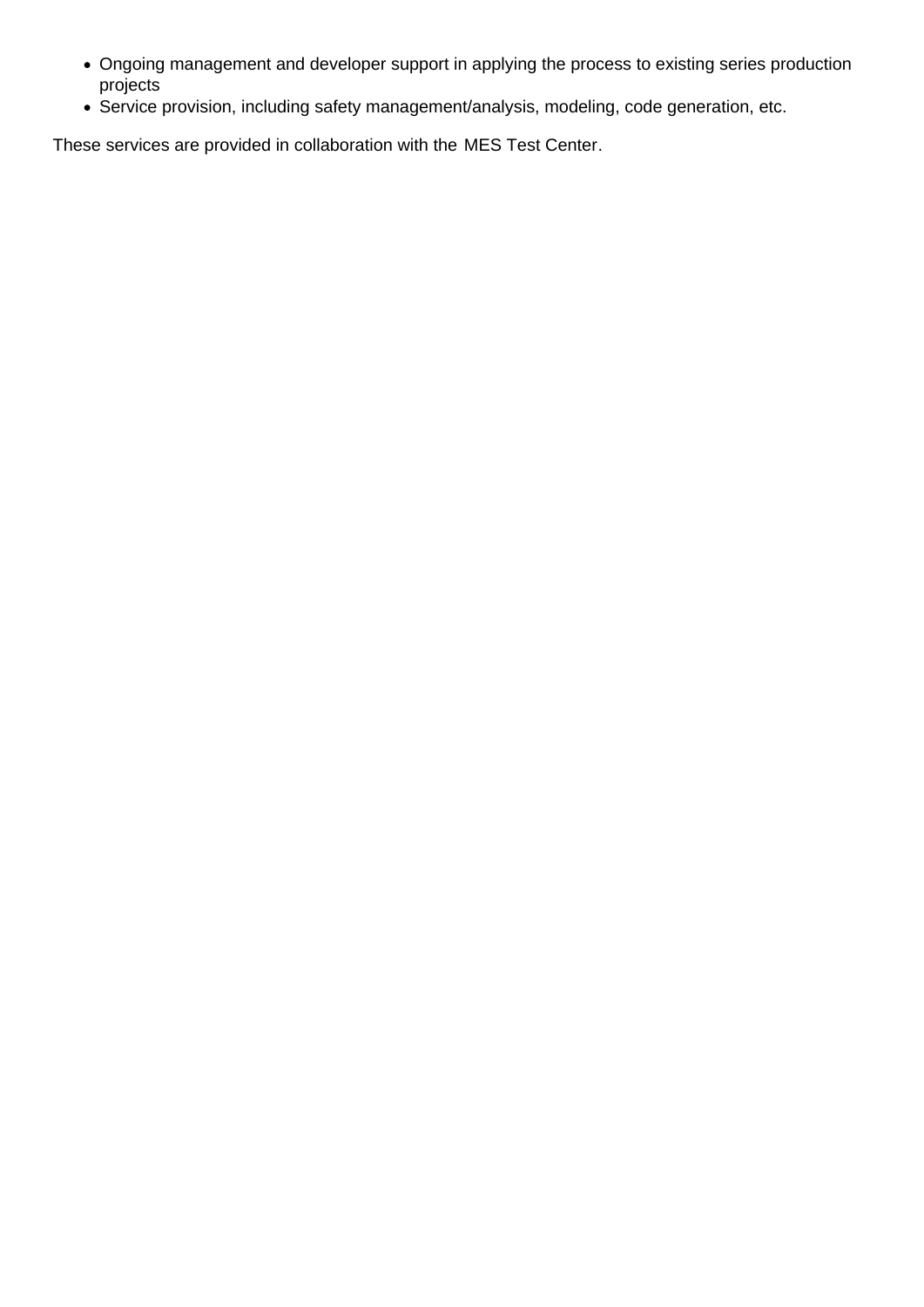- Ongoing management and developer support in applying the process to existing series production projects
- Service provision, including safety management/analysis, modeling, code generation, etc.

These services are provided in collaboration with the MES Test Center.